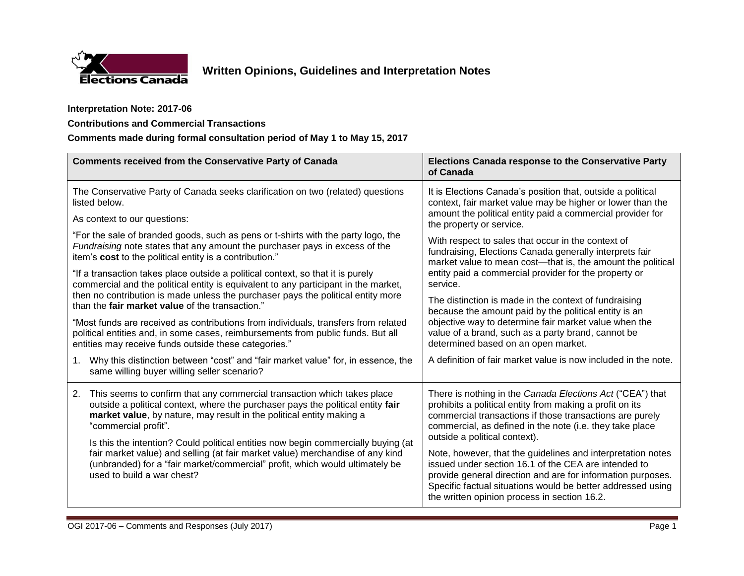# Written Opinions, Guidelines and Interpretation Notes

**Interpretation Note: 2017-06**

**Contributions and Commercial Transactions**

**Comments made during formal consultation period of May 1 to May 15, 2017**

| Comments received from the Conservative Party of Canada | Elections Canada response to the Conservative Party of Canada |
|---|---|
| The Conservative Party of Canada seeks clarification on two (related) questions listed below.<br><br>As context to our questions:<br><br>"For the sale of branded goods, such as pens or t-shirts with the party logo, the *Fundraising* note states that any amount the purchaser pays in excess of the item's **cost** to the political entity is a contribution."<br><br>"If a transaction takes place outside a political context, so that it is purely commercial and the political entity is equivalent to any participant in the market, then no contribution is made unless the purchaser pays the political entity more than the **fair market value** of the transaction."<br><br>"Most funds are received as contributions from individuals, transfers from related political entities and, in some cases, reimbursements from public funds. But all entities may receive funds outside these categories."<br><br>1. Why this distinction between "cost" and "fair market value" for, in essence, the same willing buyer willing seller scenario? | It is Elections Canada's position that, outside a political context, fair market value may be higher or lower than the amount the political entity paid a commercial provider for the property or service.<br><br>With respect to sales that occur in the context of fundraising, Elections Canada generally interprets fair market value to mean cost—that is, the amount the political entity paid a commercial provider for the property or service.<br><br>The distinction is made in the context of fundraising because the amount paid by the political entity is an objective way to determine fair market value when the value of a brand, such as a party brand, cannot be determined based on an open market.<br><br>A definition of fair market value is now included in the note. |
| 2. This seems to confirm that any commercial transaction which takes place outside a political context, where the purchaser pays the political entity **fair market value**, by nature, may result in the political entity making a "commercial profit".<br><br>Is this the intention? Could political entities now begin commercially buying (at fair market value) and selling (at fair market value) merchandise of any kind (unbranded) for a "fair market/commercial" profit, which would ultimately be used to build a war chest? | There is nothing in the *Canada Elections Act* ("CEA") that prohibits a political entity from making a profit on its commercial transactions if those transactions are purely commercial, as defined in the note (i.e. they take place outside a political context).<br><br>Note, however, that the guidelines and interpretation notes issued under section 16.1 of the CEA are intended to provide general direction and are for information purposes. Specific factual situations would be better addressed using the written opinion process in section 16.2. |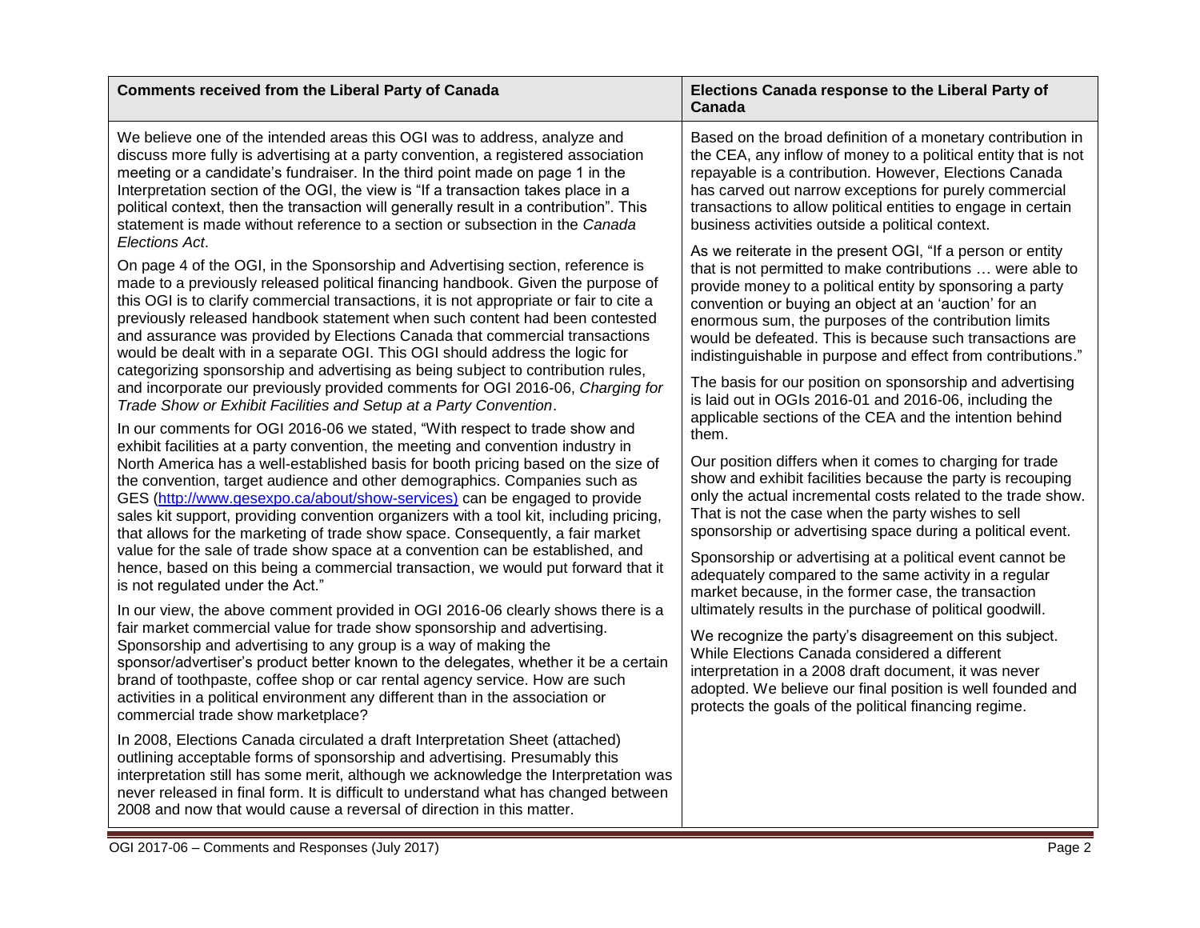| Comments received from the Liberal Party of Canada | Elections Canada response to the Liberal Party of Canada |
|---|---|
| We believe one of the intended areas this OGI was to address, analyze and discuss more fully is advertising at a party convention, a registered association meeting or a candidate's fundraiser. In the third point made on page 1 in the Interpretation section of the OGI, the view is "If a transaction takes place in a political context, then the transaction will generally result in a contribution". This statement is made without reference to a section or subsection in the *Canada Elections Act*.<br><br>On page 4 of the OGI, in the Sponsorship and Advertising section, reference is made to a previously released political financing handbook. Given the purpose of this OGI is to clarify commercial transactions, it is not appropriate or fair to cite a previously released handbook statement when such content had been contested and assurance was provided by Elections Canada that commercial transactions would be dealt with in a separate OGI. This OGI should address the logic for categorizing sponsorship and advertising as being subject to contribution rules, and incorporate our previously provided comments for OGI 2016-06, *Charging for Trade Show or Exhibit Facilities and Setup at a Party Convention*.<br><br>In our comments for OGI 2016-06 we stated, "With respect to trade show and exhibit facilities at a party convention, the meeting and convention industry in North America has a well-established basis for booth pricing based on the size of the convention, target audience and other demographics. Companies such as GES (http://www.gesexpo.ca/about/show-services) can be engaged to provide sales kit support, providing convention organizers with a tool kit, including pricing, that allows for the marketing of trade show space. Consequently, a fair market value for the sale of trade show space at a convention can be established, and hence, based on this being a commercial transaction, we would put forward that it is not regulated under the Act."<br><br>In our view, the above comment provided in OGI 2016-06 clearly shows there is a fair market commercial value for trade show sponsorship and advertising. Sponsorship and advertising to any group is a way of making the sponsor/advertiser's product better known to the delegates, whether it be a certain brand of toothpaste, coffee shop or car rental agency service. How are such activities in a political environment any different than in the association or commercial trade show marketplace?<br><br>In 2008, Elections Canada circulated a draft Interpretation Sheet (attached) outlining acceptable forms of sponsorship and advertising. Presumably this interpretation still has some merit, although we acknowledge the Interpretation was never released in final form. It is difficult to understand what has changed between 2008 and now that would cause a reversal of direction in this matter. | Based on the broad definition of a monetary contribution in the CEA, any inflow of money to a political entity that is not repayable is a contribution. However, Elections Canada has carved out narrow exceptions for purely commercial transactions to allow political entities to engage in certain business activities outside a political context.<br><br>As we reiterate in the present OGI, "If a person or entity that is not permitted to make contributions … were able to provide money to a political entity by sponsoring a party convention or buying an object at an 'auction' for an enormous sum, the purposes of the contribution limits would be defeated. This is because such transactions are indistinguishable in purpose and effect from contributions."<br><br>The basis for our position on sponsorship and advertising is laid out in OGIs 2016-01 and 2016-06, including the applicable sections of the CEA and the intention behind them.<br><br>Our position differs when it comes to charging for trade show and exhibit facilities because the party is recouping only the actual incremental costs related to the trade show. That is not the case when the party wishes to sell sponsorship or advertising space during a political event.<br><br>Sponsorship or advertising at a political event cannot be adequately compared to the same activity in a regular market because, in the former case, the transaction ultimately results in the purchase of political goodwill.<br><br>We recognize the party's disagreement on this subject. While Elections Canada considered a different interpretation in a 2008 draft document, it was never adopted. We believe our final position is well founded and protects the goals of the political financing regime. |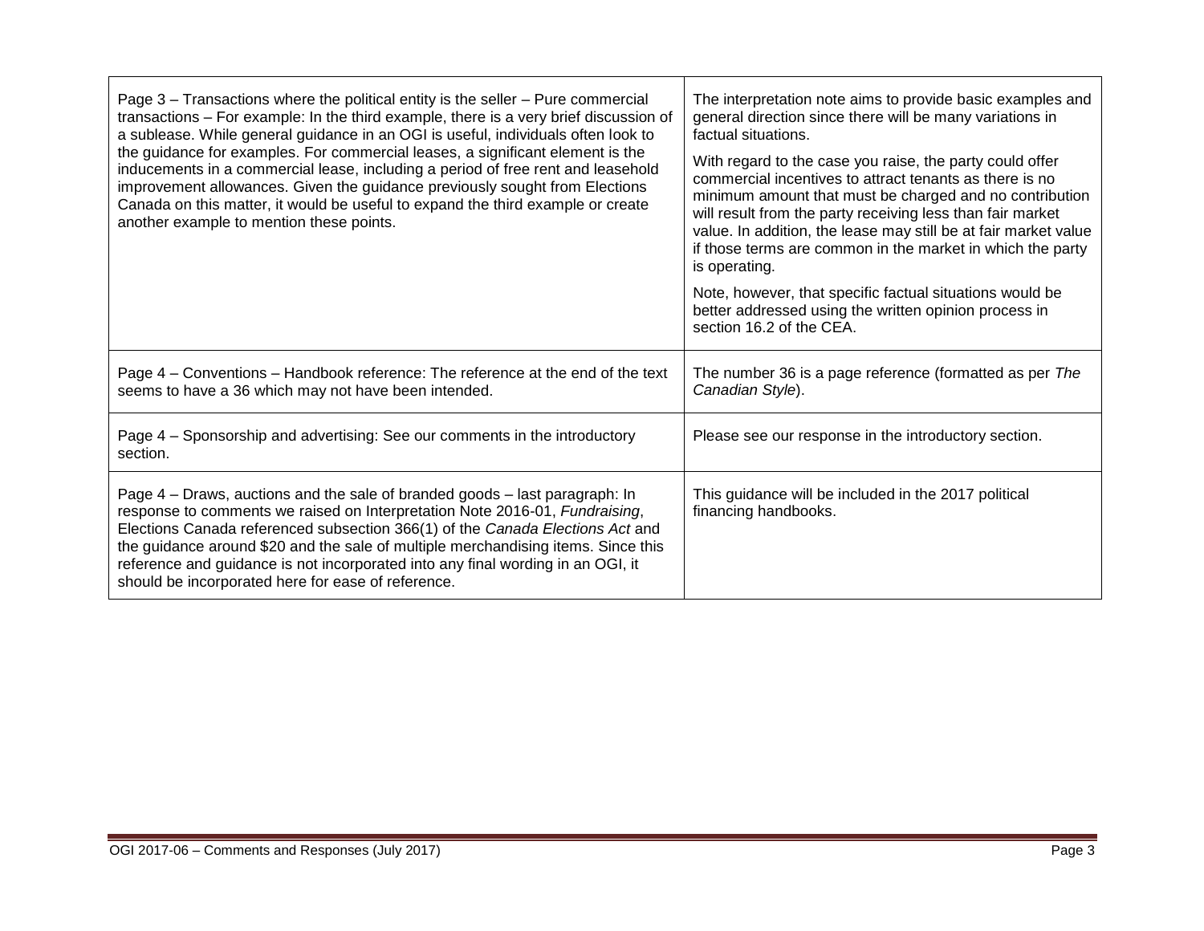| | |
|---|---|
| Page 3 – Transactions where the political entity is the seller – Pure commercial transactions – For example: In the third example, there is a very brief discussion of a sublease. While general guidance in an OGI is useful, individuals often look to the guidance for examples. For commercial leases, a significant element is the inducements in a commercial lease, including a period of free rent and leasehold improvement allowances. Given the guidance previously sought from Elections Canada on this matter, it would be useful to expand the third example or create another example to mention these points. | The interpretation note aims to provide basic examples and general direction since there will be many variations in factual situations.<br><br>With regard to the case you raise, the party could offer commercial incentives to attract tenants as there is no minimum amount that must be charged and no contribution will result from the party receiving less than fair market value. In addition, the lease may still be at fair market value if those terms are common in the market in which the party is operating.<br><br>Note, however, that specific factual situations would be better addressed using the written opinion process in section 16.2 of the CEA. |
| Page 4 – Conventions – Handbook reference: The reference at the end of the text seems to have a 36 which may not have been intended. | The number 36 is a page reference (formatted as per *The Canadian Style*). |
| Page 4 – Sponsorship and advertising: See our comments in the introductory section. | Please see our response in the introductory section. |
| Page 4 – Draws, auctions and the sale of branded goods – last paragraph: In response to comments we raised on Interpretation Note 2016-01, *Fundraising*, Elections Canada referenced subsection 366(1) of the *Canada Elections Act* and the guidance around $20 and the sale of multiple merchandising items. Since this reference and guidance is not incorporated into any final wording in an OGI, it should be incorporated here for ease of reference. | This guidance will be included in the 2017 political financing handbooks. |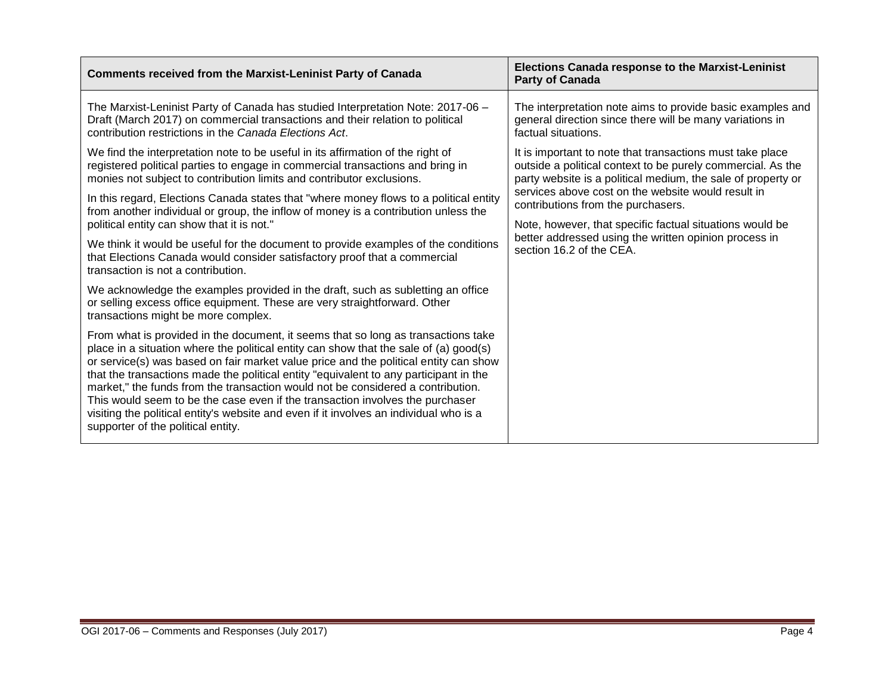| Comments received from the Marxist-Leninist Party of Canada | Elections Canada response to the Marxist-Leninist Party of Canada |
| --- | --- |
| The Marxist-Leninist Party of Canada has studied Interpretation Note: 2017-06 – Draft (March 2017) on commercial transactions and their relation to political contribution restrictions in the *Canada Elections Act*.<br><br>We find the interpretation note to be useful in its affirmation of the right of registered political parties to engage in commercial transactions and bring in monies not subject to contribution limits and contributor exclusions.<br><br>In this regard, Elections Canada states that "where money flows to a political entity from another individual or group, the inflow of money is a contribution unless the political entity can show that it is not."<br><br>We think it would be useful for the document to provide examples of the conditions that Elections Canada would consider satisfactory proof that a commercial transaction is not a contribution.<br><br>We acknowledge the examples provided in the draft, such as subletting an office or selling excess office equipment. These are very straightforward. Other transactions might be more complex.<br><br>From what is provided in the document, it seems that so long as transactions take place in a situation where the political entity can show that the sale of (a) good(s) or service(s) was based on fair market value price and the political entity can show that the transactions made the political entity "equivalent to any participant in the market," the funds from the transaction would not be considered a contribution. This would seem to be the case even if the transaction involves the purchaser visiting the political entity's website and even if it involves an individual who is a supporter of the political entity. | The interpretation note aims to provide basic examples and general direction since there will be many variations in factual situations.<br><br>It is important to note that transactions must take place outside a political context to be purely commercial. As the party website is a political medium, the sale of property or services above cost on the website would result in contributions from the purchasers.<br><br>Note, however, that specific factual situations would be better addressed using the written opinion process in section 16.2 of the CEA. |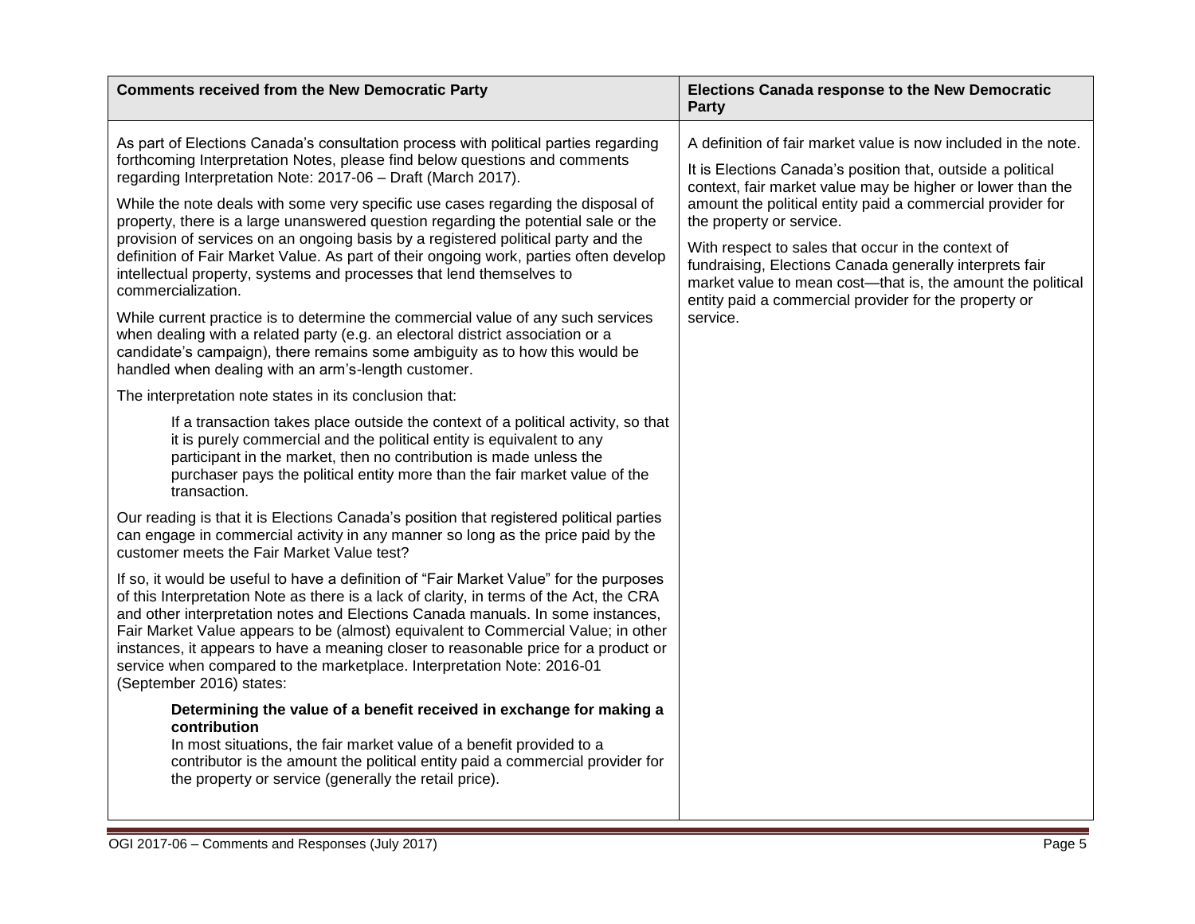| Comments received from the New Democratic Party | Elections Canada response to the New Democratic Party |
|---|---|
| As part of Elections Canada's consultation process with political parties regarding forthcoming Interpretation Notes, please find below questions and comments regarding Interpretation Note: 2017-06 – Draft (March 2017).<br><br>While the note deals with some very specific use cases regarding the disposal of property, there is a large unanswered question regarding the potential sale or the provision of services on an ongoing basis by a registered political party and the definition of Fair Market Value. As part of their ongoing work, parties often develop intellectual property, systems and processes that lend themselves to commercialization.<br><br>While current practice is to determine the commercial value of any such services when dealing with a related party (e.g. an electoral district association or a candidate's campaign), there remains some ambiguity as to how this would be handled when dealing with an arm's-length customer.<br><br>The interpretation note states in its conclusion that:<br><br>> If a transaction takes place outside the context of a political activity, so that it is purely commercial and the political entity is equivalent to any participant in the market, then no contribution is made unless the purchaser pays the political entity more than the fair market value of the transaction.<br><br>Our reading is that it is Elections Canada's position that registered political parties can engage in commercial activity in any manner so long as the price paid by the customer meets the Fair Market Value test?<br><br>If so, it would be useful to have a definition of "Fair Market Value" for the purposes of this Interpretation Note as there is a lack of clarity, in terms of the Act, the CRA and other interpretation notes and Elections Canada manuals. In some instances, Fair Market Value appears to be (almost) equivalent to Commercial Value; in other instances, it appears to have a meaning closer to reasonable price for a product or service when compared to the marketplace. Interpretation Note: 2016-01 (September 2016) states:<br><br>> **Determining the value of a benefit received in exchange for making a contribution**<br>> In most situations, the fair market value of a benefit provided to a contributor is the amount the political entity paid a commercial provider for the property or service (generally the retail price). | A definition of fair market value is now included in the note.<br><br>It is Elections Canada's position that, outside a political context, fair market value may be higher or lower than the amount the political entity paid a commercial provider for the property or service.<br><br>With respect to sales that occur in the context of fundraising, Elections Canada generally interprets fair market value to mean cost—that is, the amount the political entity paid a commercial provider for the property or service. |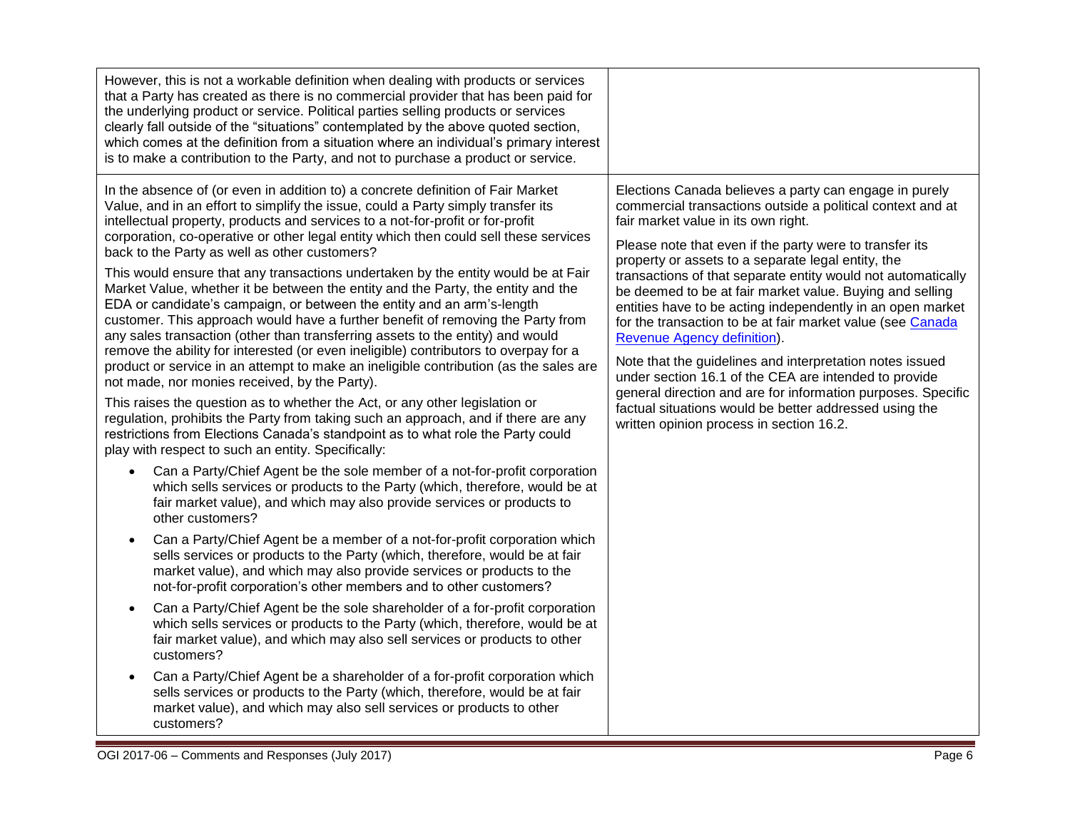| | |
|---|---|
| However, this is not a workable definition when dealing with products or services that a Party has created as there is no commercial provider that has been paid for the underlying product or service. Political parties selling products or services clearly fall outside of the "situations" contemplated by the above quoted section, which comes at the definition from a situation where an individual's primary interest is to make a contribution to the Party, and not to purchase a product or service. | |
| In the absence of (or even in addition to) a concrete definition of Fair Market Value, and in an effort to simplify the issue, could a Party simply transfer its intellectual property, products and services to a not-for-profit or for-profit corporation, co-operative or other legal entity which then could sell these services back to the Party as well as other customers?<br><br>This would ensure that any transactions undertaken by the entity would be at Fair Market Value, whether it be between the entity and the Party, the entity and the EDA or candidate's campaign, or between the entity and an arm's-length customer. This approach would have a further benefit of removing the Party from any sales transaction (other than transferring assets to the entity) and would remove the ability for interested (or even ineligible) contributors to overpay for a product or service in an attempt to make an ineligible contribution (as the sales are not made, nor monies received, by the Party).<br><br>This raises the question as to whether the Act, or any other legislation or regulation, prohibits the Party from taking such an approach, and if there are any restrictions from Elections Canada's standpoint as to what role the Party could play with respect to such an entity. Specifically:<br><br>• Can a Party/Chief Agent be the sole member of a not-for-profit corporation which sells services or products to the Party (which, therefore, would be at fair market value), and which may also provide services or products to other customers?<br><br>• Can a Party/Chief Agent be a member of a not-for-profit corporation which sells services or products to the Party (which, therefore, would be at fair market value), and which may also provide services or products to the not-for-profit corporation's other members and to other customers?<br><br>• Can a Party/Chief Agent be the sole shareholder of a for-profit corporation which sells services or products to the Party (which, therefore, would be at fair market value), and which may also sell services or products to other customers?<br><br>• Can a Party/Chief Agent be a shareholder of a for-profit corporation which sells services or products to the Party (which, therefore, would be at fair market value), and which may also sell services or products to other customers? | Elections Canada believes a party can engage in purely commercial transactions outside a political context and at fair market value in its own right.<br><br>Please note that even if the party were to transfer its property or assets to a separate legal entity, the transactions of that separate entity would not automatically be deemed to be at fair market value. Buying and selling entities have to be acting independently in an open market for the transaction to be at fair market value (see Canada Revenue Agency definition).<br><br>Note that the guidelines and interpretation notes issued under section 16.1 of the CEA are intended to provide general direction and are for information purposes. Specific factual situations would be better addressed using the written opinion process in section 16.2. |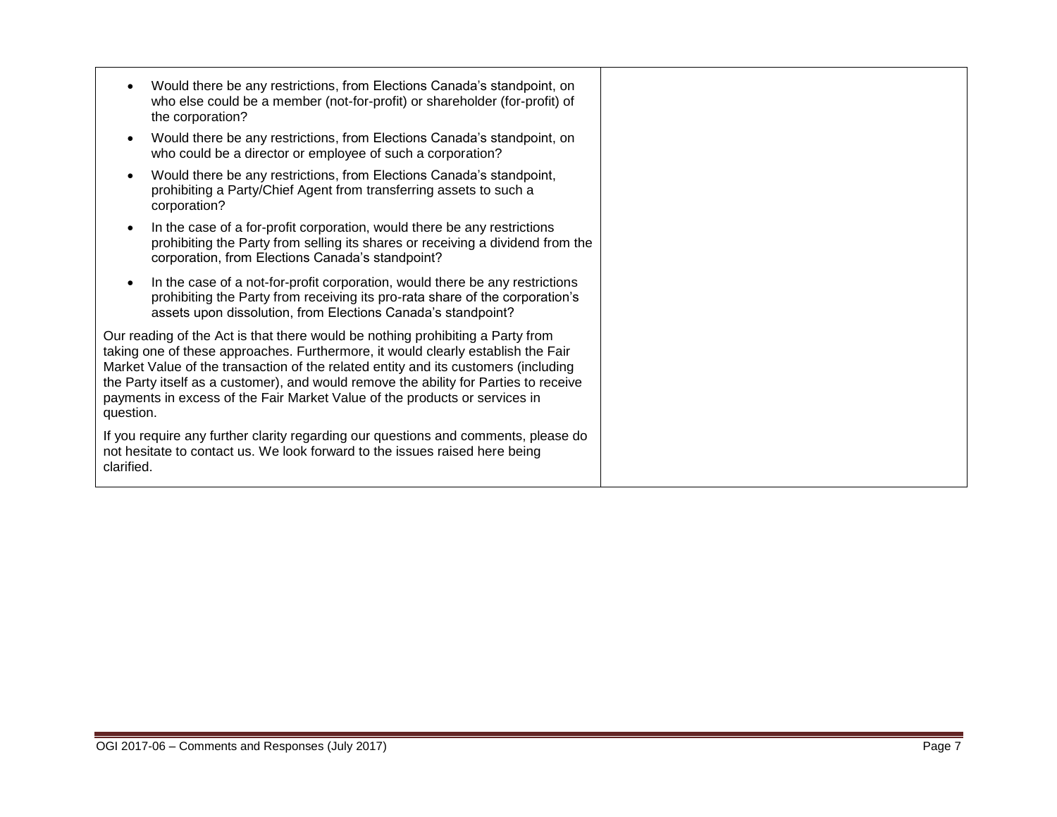| | |
|---|---|
| • Would there be any restrictions, from Elections Canada's standpoint, on who else could be a member (not-for-profit) or shareholder (for-profit) of the corporation?<br>• Would there be any restrictions, from Elections Canada's standpoint, on who could be a director or employee of such a corporation?<br>• Would there be any restrictions, from Elections Canada's standpoint, prohibiting a Party/Chief Agent from transferring assets to such a corporation?<br>• In the case of a for-profit corporation, would there be any restrictions prohibiting the Party from selling its shares or receiving a dividend from the corporation, from Elections Canada's standpoint?<br>• In the case of a not-for-profit corporation, would there be any restrictions prohibiting the Party from receiving its pro-rata share of the corporation's assets upon dissolution, from Elections Canada's standpoint?<br><br>Our reading of the Act is that there would be nothing prohibiting a Party from taking one of these approaches. Furthermore, it would clearly establish the Fair Market Value of the transaction of the related entity and its customers (including the Party itself as a customer), and would remove the ability for Parties to receive payments in excess of the Fair Market Value of the products or services in question.<br><br>If you require any further clarity regarding our questions and comments, please do not hesitate to contact us. We look forward to the issues raised here being clarified. | |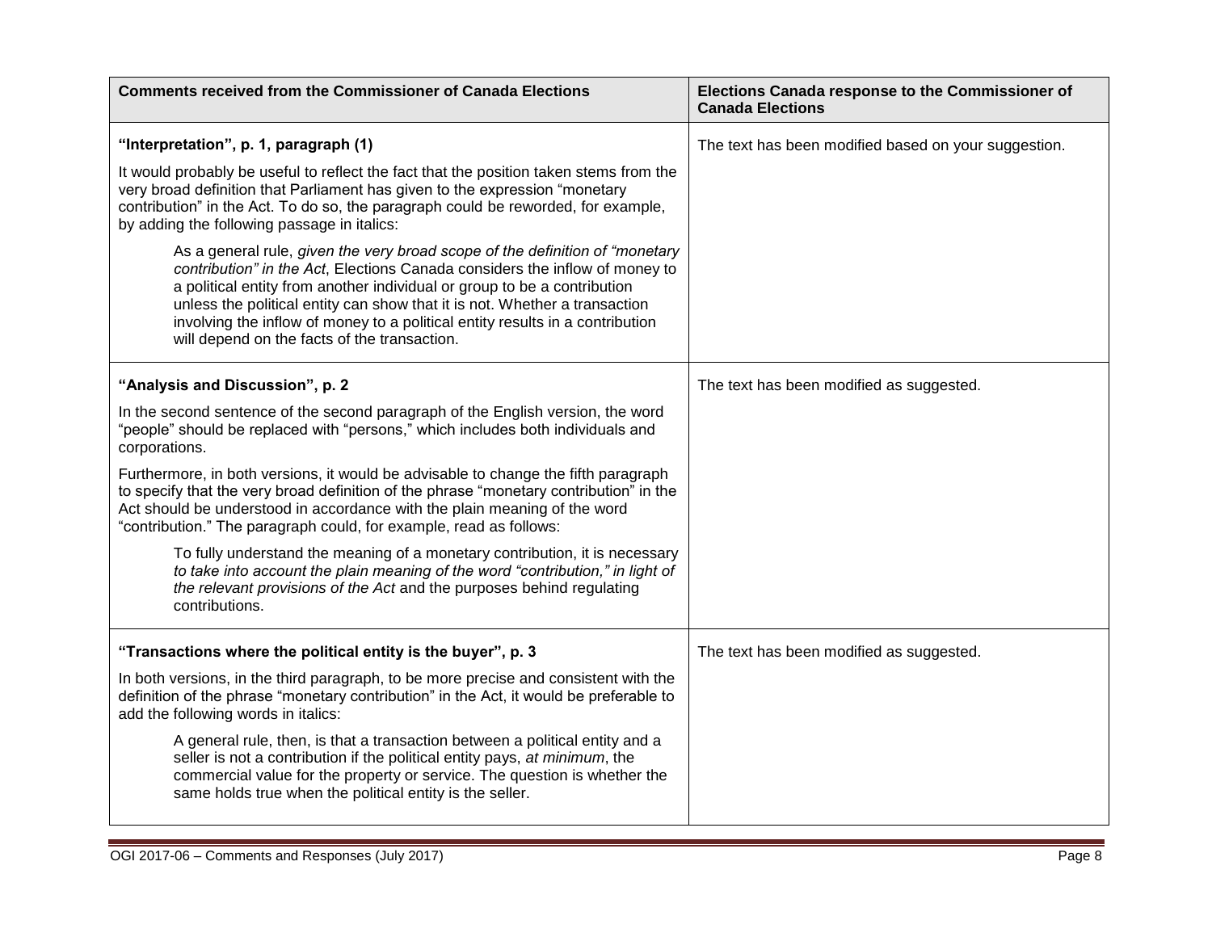| Comments received from the Commissioner of Canada Elections | Elections Canada response to the Commissioner of Canada Elections |
|---|---|
| **"Interpretation", p. 1, paragraph (1)**<br><br>It would probably be useful to reflect the fact that the position taken stems from the very broad definition that Parliament has given to the expression "monetary contribution" in the Act. To do so, the paragraph could be reworded, for example, by adding the following passage in italics:<br><br>> As a general rule, *given the very broad scope of the definition of "monetary contribution" in the Act*, Elections Canada considers the inflow of money to a political entity from another individual or group to be a contribution unless the political entity can show that it is not. Whether a transaction involving the inflow of money to a political entity results in a contribution will depend on the facts of the transaction. | The text has been modified based on your suggestion. |
| **"Analysis and Discussion", p. 2**<br><br>In the second sentence of the second paragraph of the English version, the word "people" should be replaced with "persons," which includes both individuals and corporations.<br><br>Furthermore, in both versions, it would be advisable to change the fifth paragraph to specify that the very broad definition of the phrase "monetary contribution" in the Act should be understood in accordance with the plain meaning of the word "contribution." The paragraph could, for example, read as follows:<br><br>> To fully understand the meaning of a monetary contribution, it is necessary *to take into account the plain meaning of the word "contribution," in light of the relevant provisions of the Act* and the purposes behind regulating contributions. | The text has been modified as suggested. |
| **"Transactions where the political entity is the buyer", p. 3**<br><br>In both versions, in the third paragraph, to be more precise and consistent with the definition of the phrase "monetary contribution" in the Act, it would be preferable to add the following words in italics:<br><br>> A general rule, then, is that a transaction between a political entity and a seller is not a contribution if the political entity pays, *at minimum*, the commercial value for the property or service. The question is whether the same holds true when the political entity is the seller. | The text has been modified as suggested. |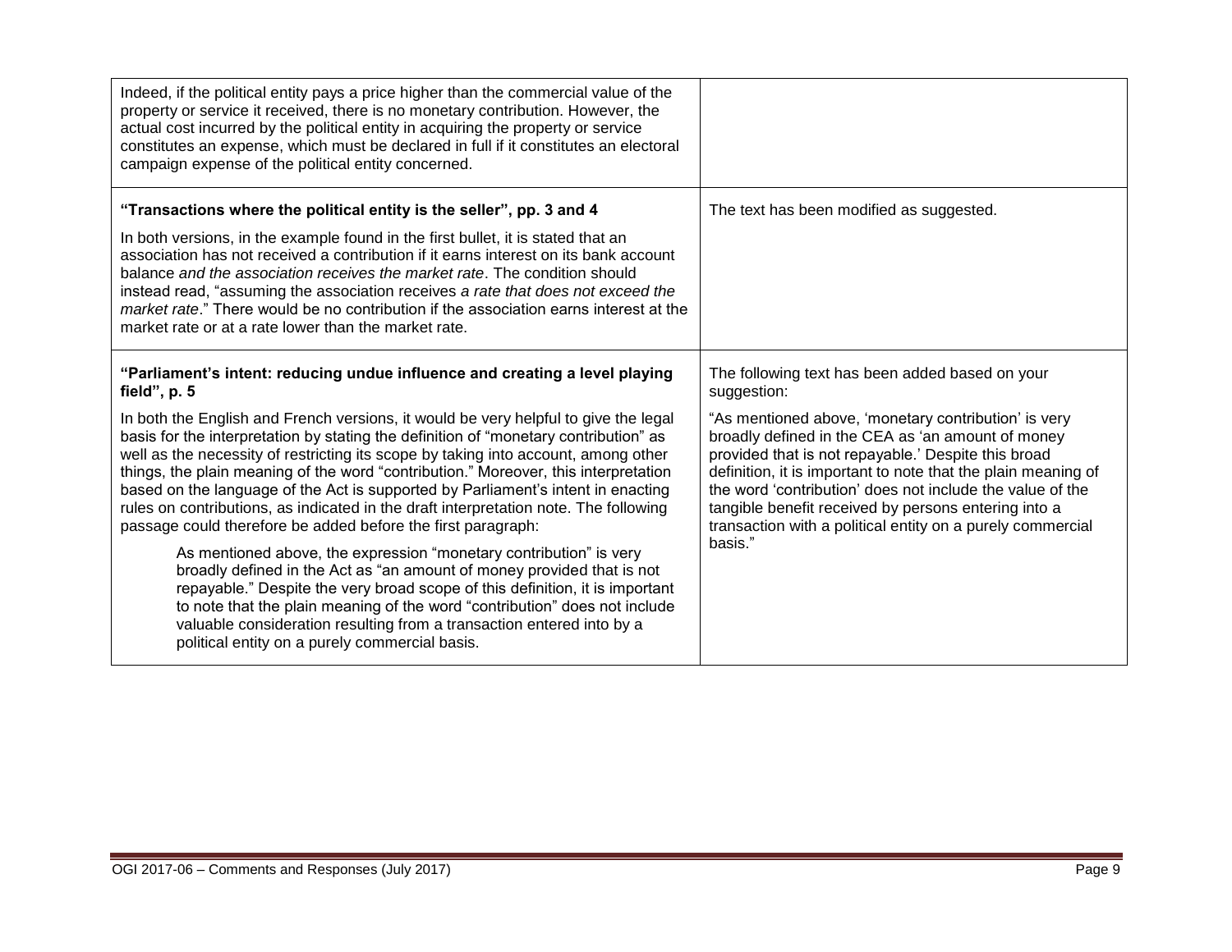| | |
|---|---|
| Indeed, if the political entity pays a price higher than the commercial value of the property or service it received, there is no monetary contribution. However, the actual cost incurred by the political entity in acquiring the property or service constitutes an expense, which must be declared in full if it constitutes an electoral campaign expense of the political entity concerned. | |
| **"Transactions where the political entity is the seller", pp. 3 and 4**<br><br>In both versions, in the example found in the first bullet, it is stated that an association has not received a contribution if it earns interest on its bank account balance *and the association receives the market rate*. The condition should instead read, "assuming the association receives *a rate that does not exceed the market rate*." There would be no contribution if the association earns interest at the market rate or at a rate lower than the market rate. | The text has been modified as suggested. |
| **"Parliament's intent: reducing undue influence and creating a level playing field", p. 5**<br><br>In both the English and French versions, it would be very helpful to give the legal basis for the interpretation by stating the definition of "monetary contribution" as well as the necessity of restricting its scope by taking into account, among other things, the plain meaning of the word "contribution." Moreover, this interpretation based on the language of the Act is supported by Parliament's intent in enacting rules on contributions, as indicated in the draft interpretation note. The following passage could therefore be added before the first paragraph:<br><br>As mentioned above, the expression "monetary contribution" is very broadly defined in the Act as "an amount of money provided that is not repayable." Despite the very broad scope of this definition, it is important to note that the plain meaning of the word "contribution" does not include valuable consideration resulting from a transaction entered into by a political entity on a purely commercial basis. | The following text has been added based on your suggestion:<br><br>"As mentioned above, 'monetary contribution' is very broadly defined in the CEA as 'an amount of money provided that is not repayable.' Despite this broad definition, it is important to note that the plain meaning of the word 'contribution' does not include the value of the tangible benefit received by persons entering into a transaction with a political entity on a purely commercial basis." |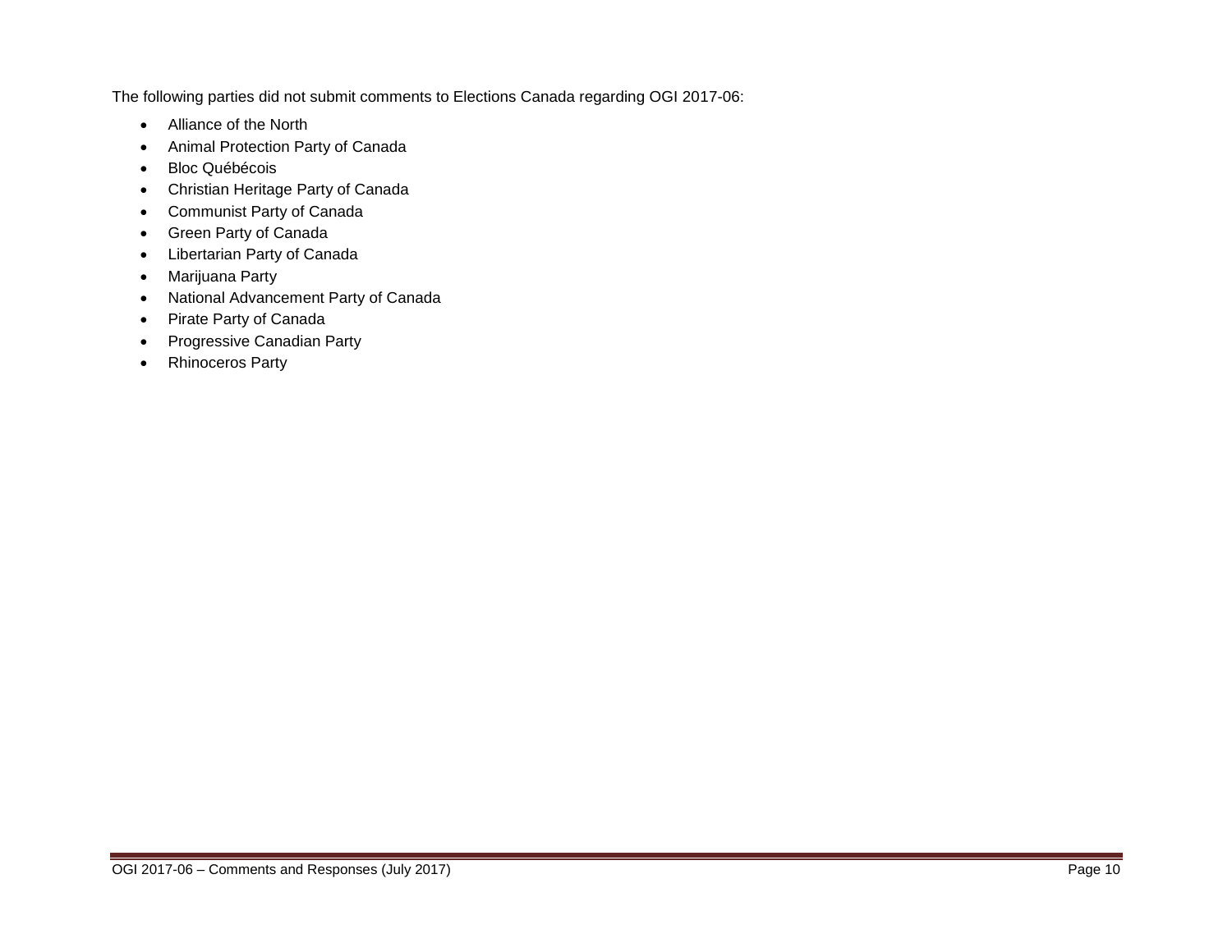The following parties did not submit comments to Elections Canada regarding OGI 2017-06:

- Alliance of the North
- Animal Protection Party of Canada
- Bloc Québécois
- Christian Heritage Party of Canada
- Communist Party of Canada
- Green Party of Canada
- Libertarian Party of Canada
- Marijuana Party
- National Advancement Party of Canada
- Pirate Party of Canada
- Progressive Canadian Party
- Rhinoceros Party